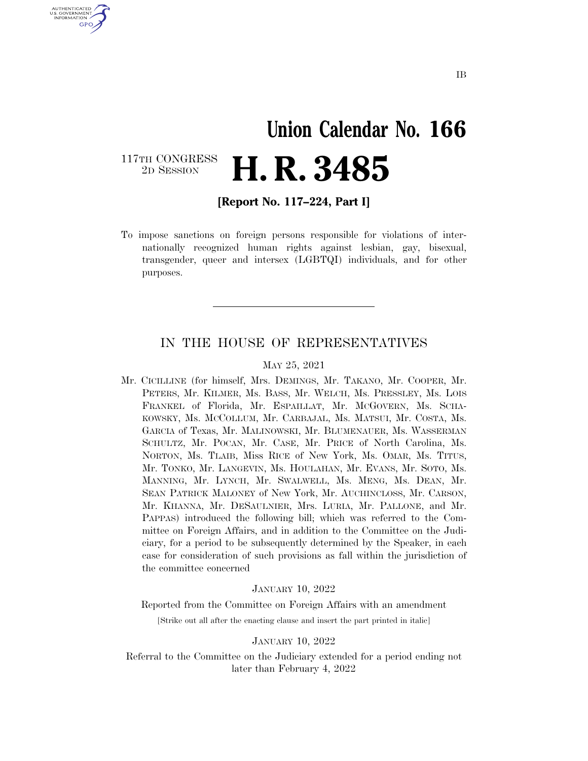IB

# Union Calendar No. 166

117TH CONGRESS
2D SESSION

# H. R. 3485

**[Report No. 117–224, Part I]**

To impose sanctions on foreign persons responsible for violations of internationally recognized human rights against lesbian, gay, bisexual, transgender, queer and intersex (LGBTQI) individuals, and for other purposes.

---

## IN THE HOUSE OF REPRESENTATIVES

MAY 25, 2021

Mr. CICILLINE (for himself, Mrs. DEMINGS, Mr. TAKANO, Mr. COOPER, Mr. PETERS, Mr. KILMER, Ms. BASS, Mr. WELCH, Ms. PRESSLEY, Ms. LOIS FRANKEL of Florida, Mr. ESPAILLAT, Mr. MCGOVERN, Ms. SCHAKOWSKY, Ms. MCCOLLUM, Mr. CARBAJAL, Ms. MATSUI, Mr. COSTA, Ms. GARCIA of Texas, Mr. MALINOWSKI, Mr. BLUMENAUER, Ms. WASSERMAN SCHULTZ, Mr. POCAN, Mr. CASE, Mr. PRICE of North Carolina, Ms. NORTON, Ms. TLAIB, Miss RICE of New York, Ms. OMAR, Ms. TITUS, Mr. TONKO, Mr. LANGEVIN, Ms. HOULAHAN, Mr. EVANS, Mr. SOTO, Ms. MANNING, Mr. LYNCH, Mr. SWALWELL, Ms. MENG, Ms. DEAN, Mr. SEAN PATRICK MALONEY of New York, Mr. AUCHINCLOSS, Mr. CARSON, Mr. KHANNA, Mr. DESAULNIER, Mrs. LURIA, Mr. PALLONE, and Mr. PAPPAS) introduced the following bill; which was referred to the Committee on Foreign Affairs, and in addition to the Committee on the Judiciary, for a period to be subsequently determined by the Speaker, in each case for consideration of such provisions as fall within the jurisdiction of the committee concerned

JANUARY 10, 2022

Reported from the Committee on Foreign Affairs with an amendment

[Strike out all after the enacting clause and insert the part printed in italic]

JANUARY 10, 2022

Referral to the Committee on the Judiciary extended for a period ending not later than February 4, 2022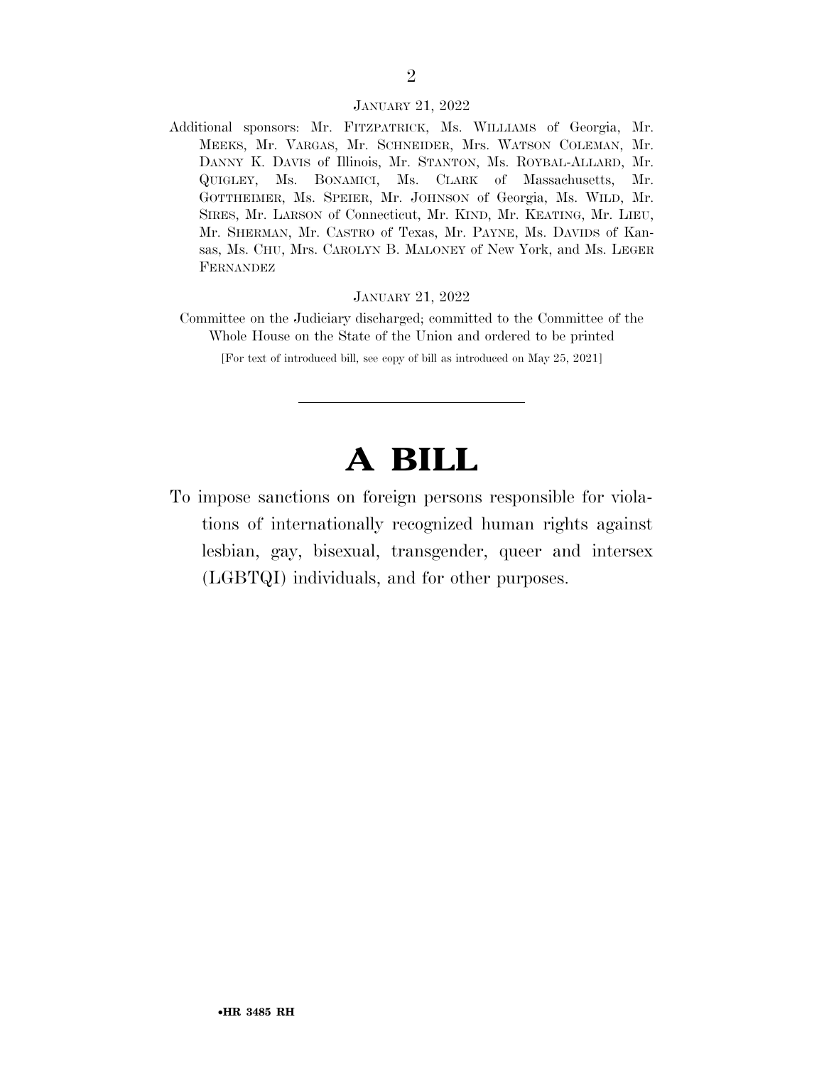JANUARY 21, 2022

Additional sponsors: Mr. FITZPATRICK, Ms. WILLIAMS of Georgia, Mr. MEEKS, Mr. VARGAS, Mr. SCHNEIDER, Mrs. WATSON COLEMAN, Mr. DANNY K. DAVIS of Illinois, Mr. STANTON, Ms. ROYBAL-ALLARD, Mr. QUIGLEY, Ms. BONAMICI, Ms. CLARK of Massachusetts, Mr. GOTTHEIMER, Ms. SPEIER, Mr. JOHNSON of Georgia, Ms. WILD, Mr. SIRES, Mr. LARSON of Connecticut, Mr. KIND, Mr. KEATING, Mr. LIEU, Mr. SHERMAN, Mr. CASTRO of Texas, Mr. PAYNE, Ms. DAVIDS of Kansas, Ms. CHU, Mrs. CAROLYN B. MALONEY of New York, and Ms. LEGER FERNANDEZ

JANUARY 21, 2022

Committee on the Judiciary discharged; committed to the Committee of the Whole House on the State of the Union and ordered to be printed

[For text of introduced bill, see copy of bill as introduced on May 25, 2021]

---

# A BILL

To impose sanctions on foreign persons responsible for violations of internationally recognized human rights against lesbian, gay, bisexual, transgender, queer and intersex (LGBTQI) individuals, and for other purposes.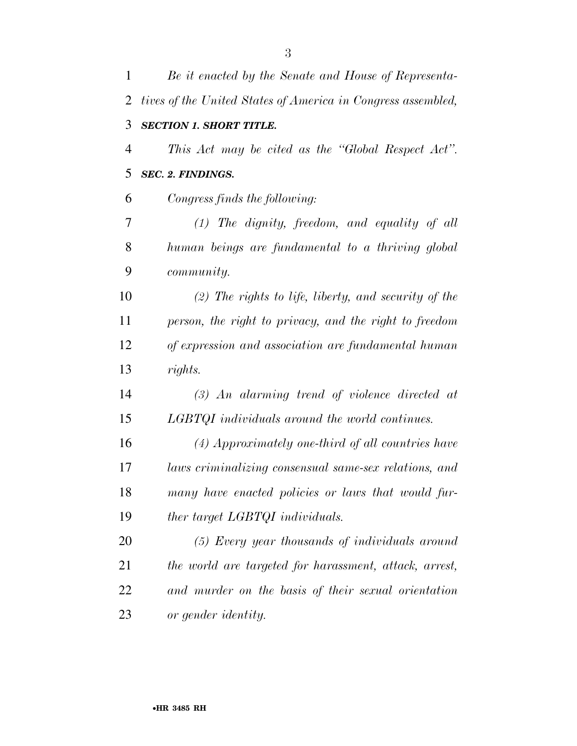*Be it enacted by the Senate and House of Representatives of the United States of America in Congress assembled,*

***SECTION 1. SHORT TITLE.***

*This Act may be cited as the "Global Respect Act".*

***SEC. 2. FINDINGS.***

*Congress finds the following:*

*(1) The dignity, freedom, and equality of all human beings are fundamental to a thriving global community.*

*(2) The rights to life, liberty, and security of the person, the right to privacy, and the right to freedom of expression and association are fundamental human rights.*

*(3) An alarming trend of violence directed at LGBTQI individuals around the world continues.*

*(4) Approximately one-third of all countries have laws criminalizing consensual same-sex relations, and many have enacted policies or laws that would further target LGBTQI individuals.*

*(5) Every year thousands of individuals around the world are targeted for harassment, attack, arrest, and murder on the basis of their sexual orientation or gender identity.*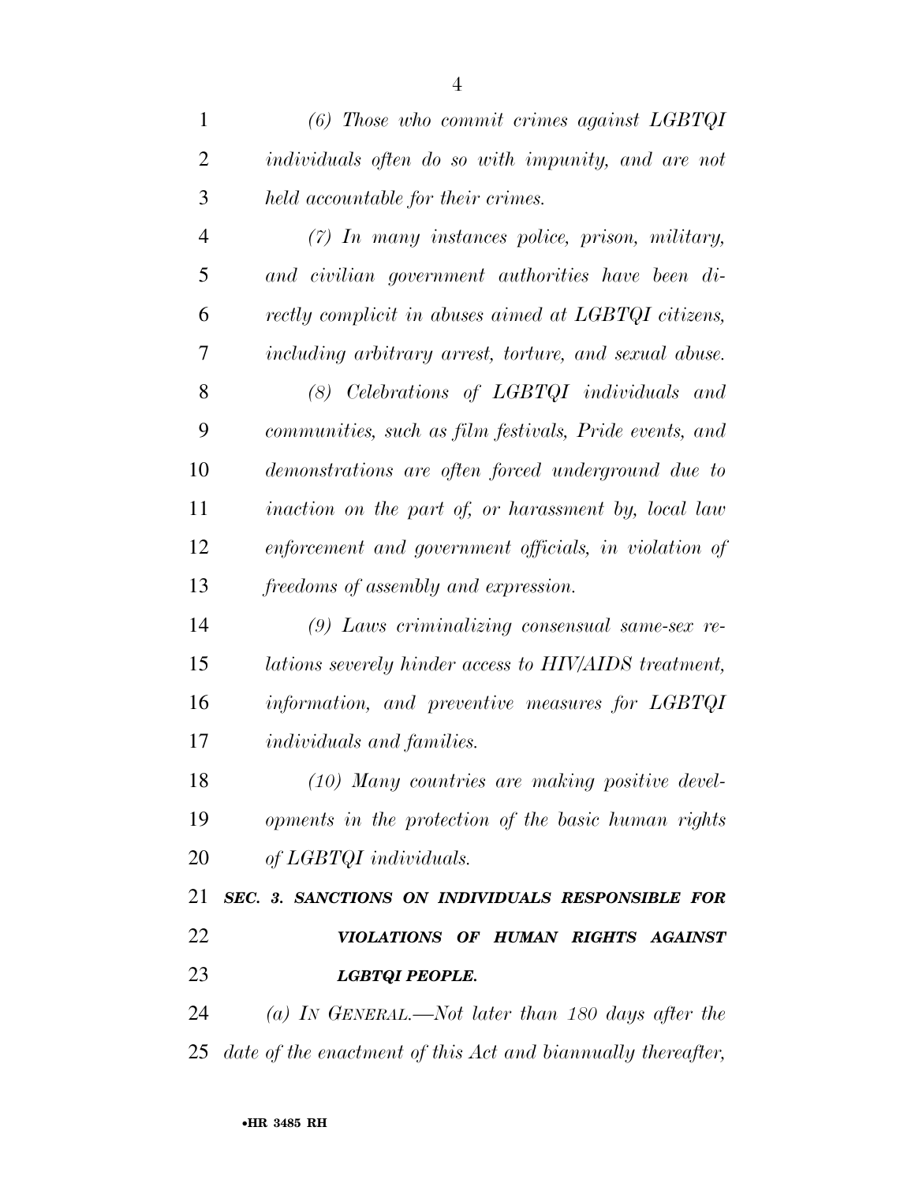*(6) Those who commit crimes against LGBTQI individuals often do so with impunity, and are not held accountable for their crimes.*

*(7) In many instances police, prison, military, and civilian government authorities have been directly complicit in abuses aimed at LGBTQI citizens, including arbitrary arrest, torture, and sexual abuse.*

*(8) Celebrations of LGBTQI individuals and communities, such as film festivals, Pride events, and demonstrations are often forced underground due to inaction on the part of, or harassment by, local law enforcement and government officials, in violation of freedoms of assembly and expression.*

*(9) Laws criminalizing consensual same-sex relations severely hinder access to HIV/AIDS treatment, information, and preventive measures for LGBTQI individuals and families.*

*(10) Many countries are making positive developments in the protection of the basic human rights of LGBTQI individuals.*

***SEC. 3. SANCTIONS ON INDIVIDUALS RESPONSIBLE FOR VIOLATIONS OF HUMAN RIGHTS AGAINST LGBTQI PEOPLE.***

*(a) IN GENERAL.—Not later than 180 days after the date of the enactment of this Act and biannually thereafter,*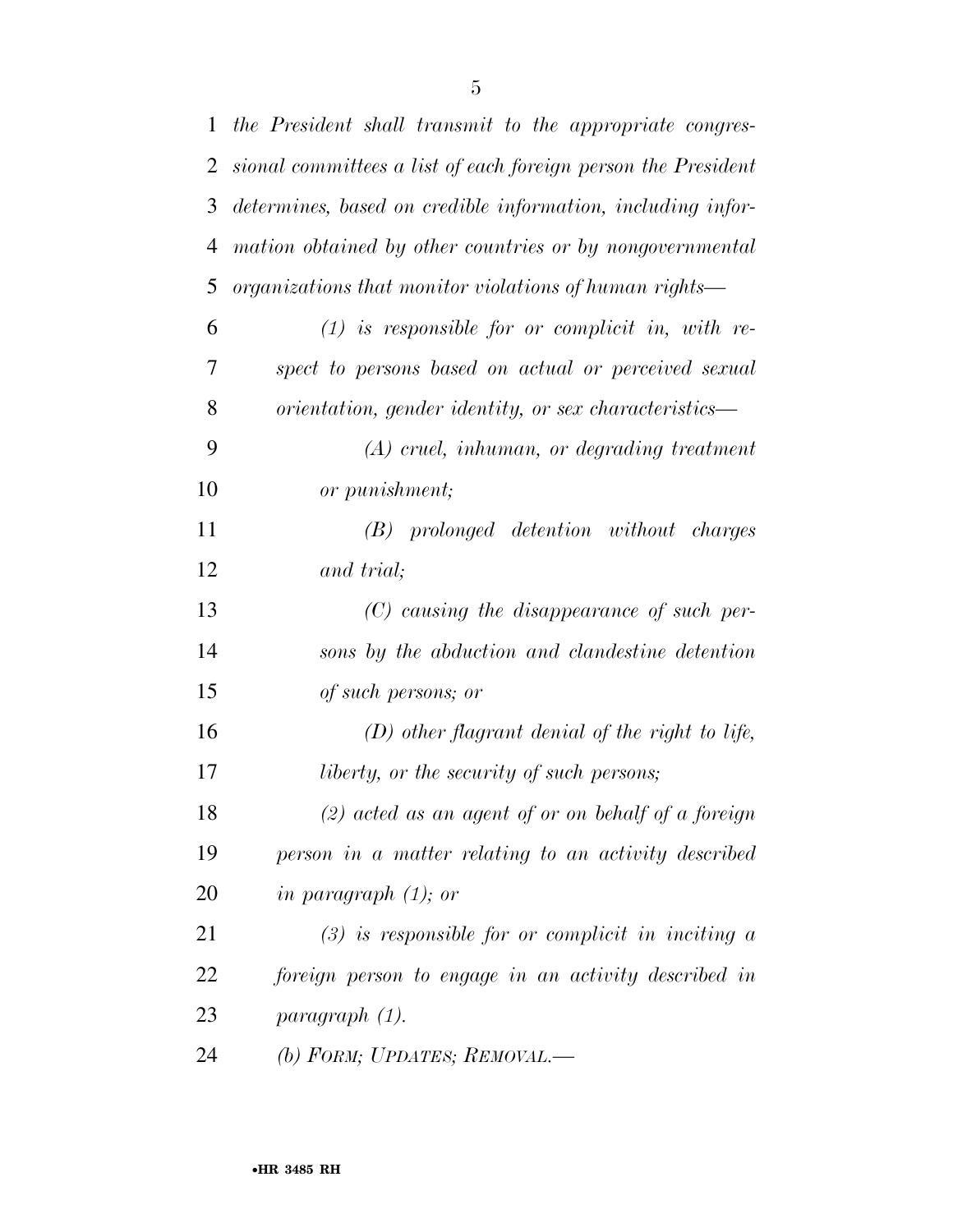*the President shall transmit to the appropriate congressional committees a list of each foreign person the President determines, based on credible information, including information obtained by other countries or by nongovernmental organizations that monitor violations of human rights—*

*(1) is responsible for or complicit in, with respect to persons based on actual or perceived sexual orientation, gender identity, or sex characteristics—*

*(A) cruel, inhuman, or degrading treatment or punishment;*

*(B) prolonged detention without charges and trial;*

*(C) causing the disappearance of such persons by the abduction and clandestine detention of such persons; or*

*(D) other flagrant denial of the right to life, liberty, or the security of such persons;*

*(2) acted as an agent of or on behalf of a foreign person in a matter relating to an activity described in paragraph (1); or*

*(3) is responsible for or complicit in inciting a foreign person to engage in an activity described in paragraph (1).*

*(b) FORM; UPDATES; REMOVAL.—*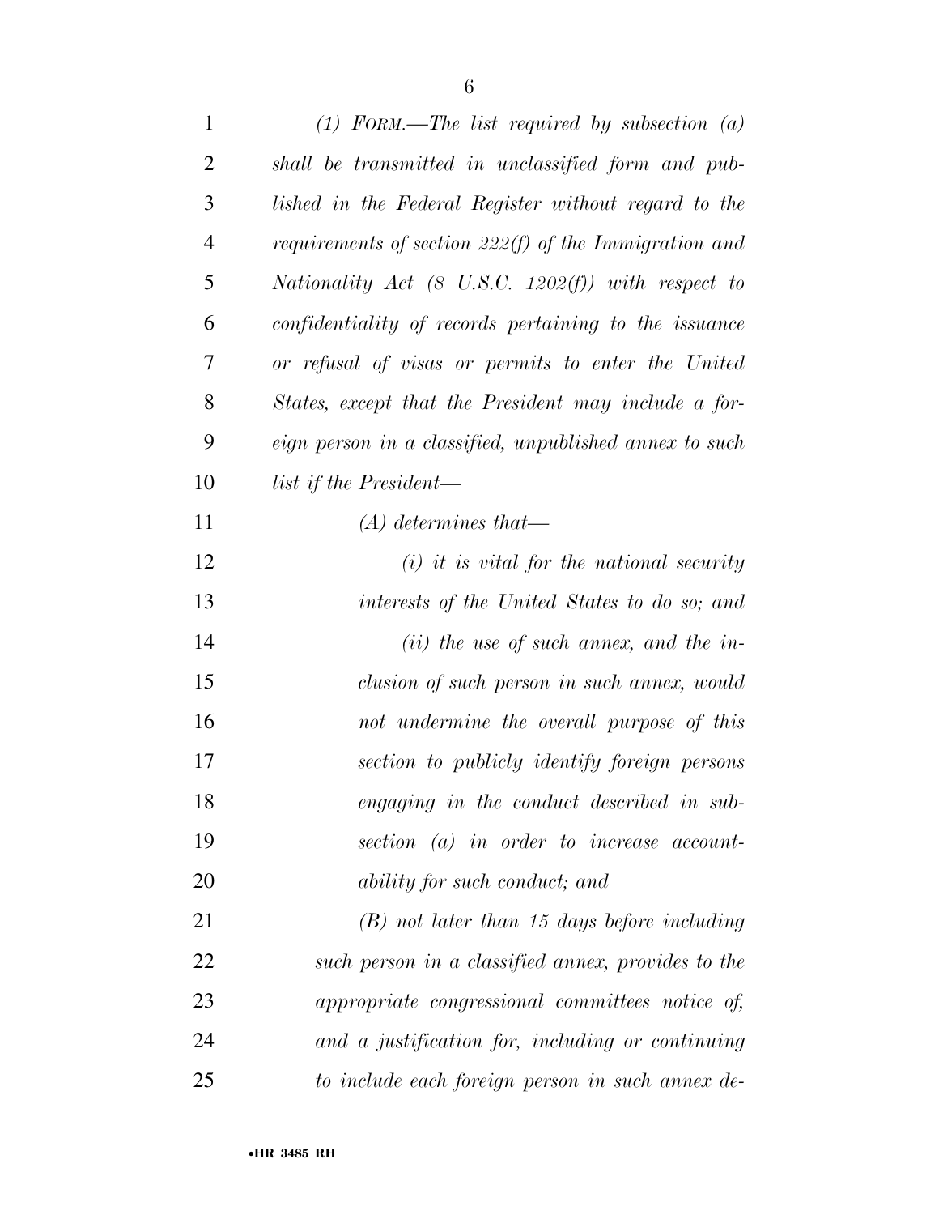*(1) FORM.—The list required by subsection (a) shall be transmitted in unclassified form and published in the Federal Register without regard to the requirements of section 222(f) of the Immigration and Nationality Act (8 U.S.C. 1202(f)) with respect to confidentiality of records pertaining to the issuance or refusal of visas or permits to enter the United States, except that the President may include a foreign person in a classified, unpublished annex to such list if the President—*

*(A) determines that—*

*(i) it is vital for the national security interests of the United States to do so; and*

*(ii) the use of such annex, and the inclusion of such person in such annex, would not undermine the overall purpose of this section to publicly identify foreign persons engaging in the conduct described in subsection (a) in order to increase accountability for such conduct; and*

*(B) not later than 15 days before including such person in a classified annex, provides to the appropriate congressional committees notice of, and a justification for, including or continuing to include each foreign person in such annex de-*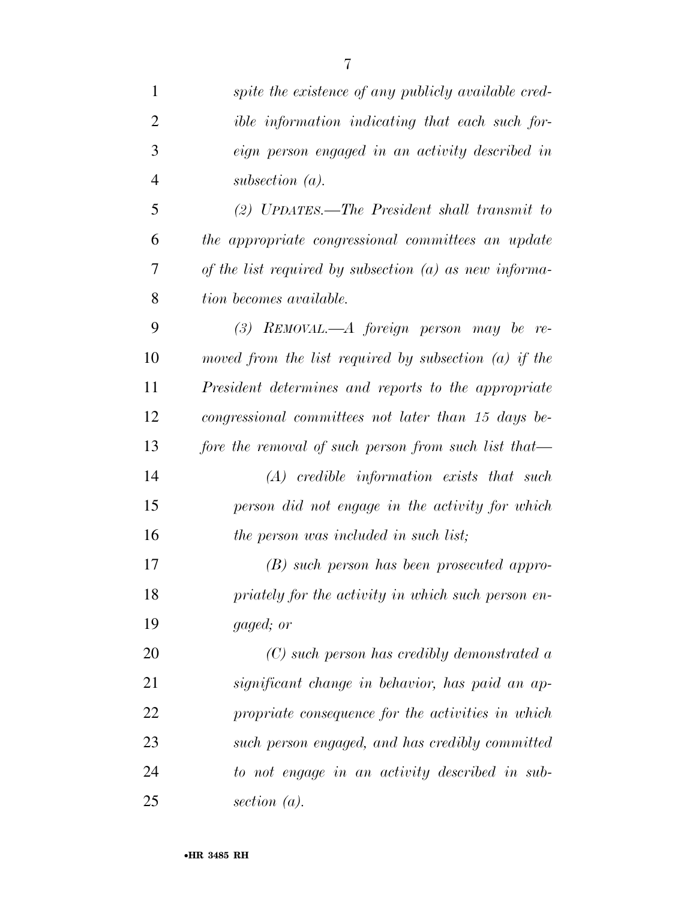*spite the existence of any publicly available credible information indicating that each such foreign person engaged in an activity described in subsection (a).*

*(2) UPDATES.—The President shall transmit to the appropriate congressional committees an update of the list required by subsection (a) as new information becomes available.*

*(3) REMOVAL.—A foreign person may be removed from the list required by subsection (a) if the President determines and reports to the appropriate congressional committees not later than 15 days before the removal of such person from such list that—*

*(A) credible information exists that such person did not engage in the activity for which the person was included in such list;*

*(B) such person has been prosecuted appropriately for the activity in which such person engaged; or*

*(C) such person has credibly demonstrated a significant change in behavior, has paid an appropriate consequence for the activities in which such person engaged, and has credibly committed to not engage in an activity described in subsection (a).*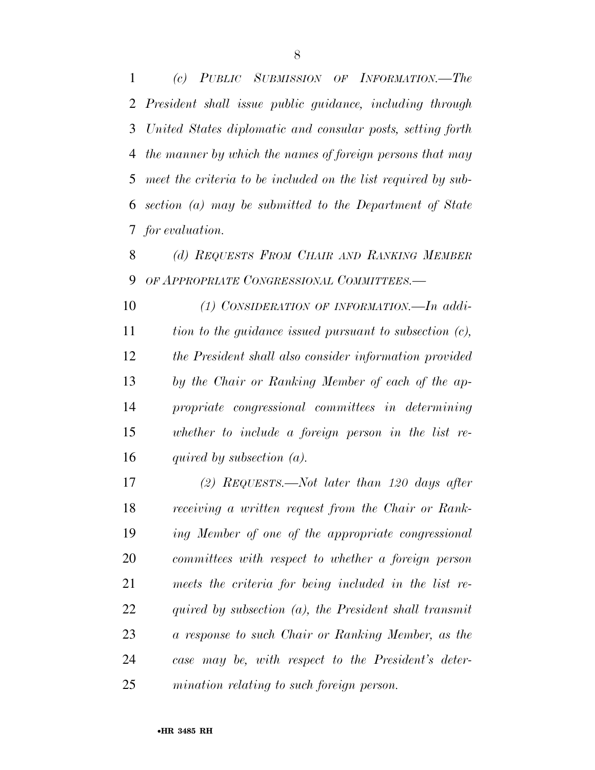*(c) PUBLIC SUBMISSION OF INFORMATION.—The President shall issue public guidance, including through United States diplomatic and consular posts, setting forth the manner by which the names of foreign persons that may meet the criteria to be included on the list required by subsection (a) may be submitted to the Department of State for evaluation.*

*(d) REQUESTS FROM CHAIR AND RANKING MEMBER OF APPROPRIATE CONGRESSIONAL COMMITTEES.—*

*(1) CONSIDERATION OF INFORMATION.—In addition to the guidance issued pursuant to subsection (c), the President shall also consider information provided by the Chair or Ranking Member of each of the appropriate congressional committees in determining whether to include a foreign person in the list required by subsection (a).*

*(2) REQUESTS.—Not later than 120 days after receiving a written request from the Chair or Ranking Member of one of the appropriate congressional committees with respect to whether a foreign person meets the criteria for being included in the list required by subsection (a), the President shall transmit a response to such Chair or Ranking Member, as the case may be, with respect to the President's determination relating to such foreign person.*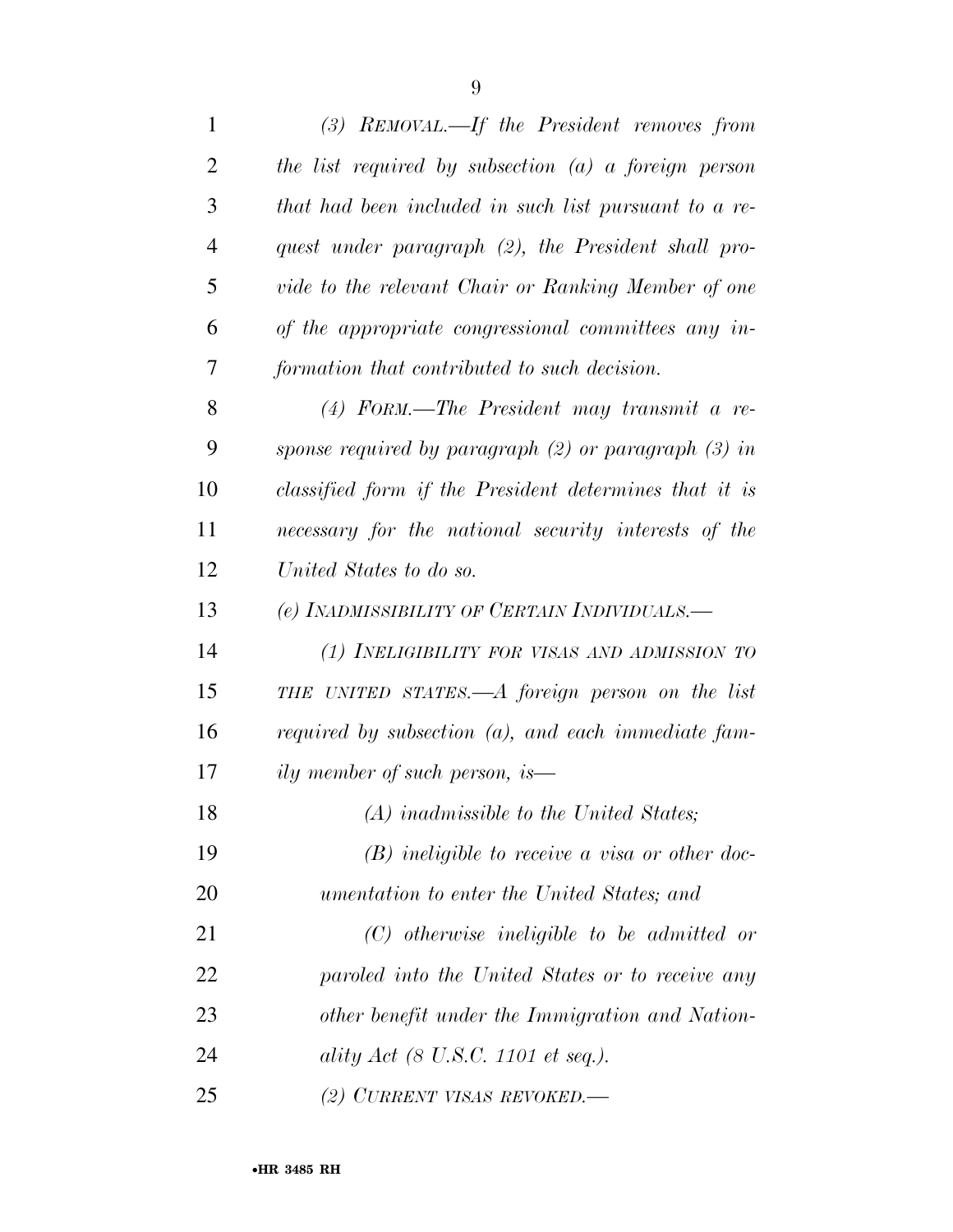*(3) REMOVAL.—If the President removes from the list required by subsection (a) a foreign person that had been included in such list pursuant to a request under paragraph (2), the President shall provide to the relevant Chair or Ranking Member of one of the appropriate congressional committees any information that contributed to such decision.*

*(4) FORM.—The President may transmit a response required by paragraph (2) or paragraph (3) in classified form if the President determines that it is necessary for the national security interests of the United States to do so.*

*(e) INADMISSIBILITY OF CERTAIN INDIVIDUALS.—*

*(1) INELIGIBILITY FOR VISAS AND ADMISSION TO THE UNITED STATES.—A foreign person on the list required by subsection (a), and each immediate family member of such person, is—*

*(A) inadmissible to the United States;*

*(B) ineligible to receive a visa or other documentation to enter the United States; and*

*(C) otherwise ineligible to be admitted or paroled into the United States or to receive any other benefit under the Immigration and Nationality Act (8 U.S.C. 1101 et seq.).*

*(2) CURRENT VISAS REVOKED.—*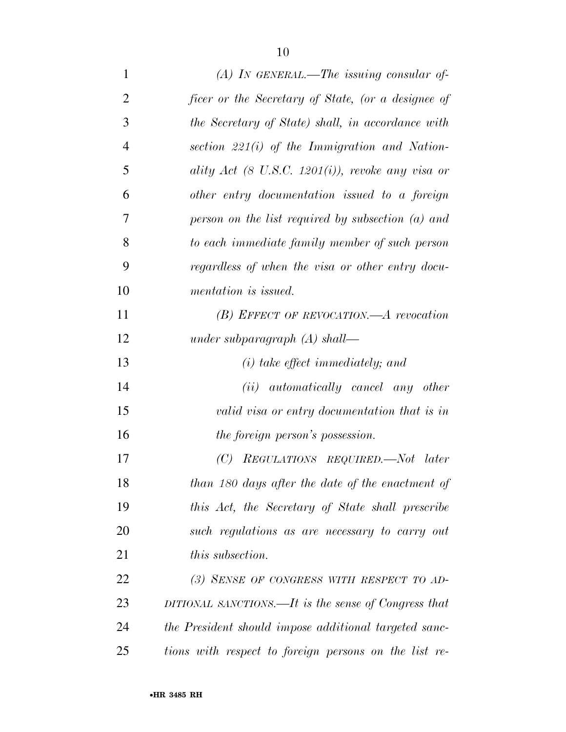*(A) IN GENERAL.—The issuing consular officer or the Secretary of State, (or a designee of the Secretary of State) shall, in accordance with section 221(i) of the Immigration and Nationality Act (8 U.S.C. 1201(i)), revoke any visa or other entry documentation issued to a foreign person on the list required by subsection (a) and to each immediate family member of such person regardless of when the visa or other entry documentation is issued.*

*(B) EFFECT OF REVOCATION.—A revocation under subparagraph (A) shall—*

*(i) take effect immediately; and*

*(ii) automatically cancel any other valid visa or entry documentation that is in the foreign person's possession.*

*(C) REGULATIONS REQUIRED.—Not later than 180 days after the date of the enactment of this Act, the Secretary of State shall prescribe such regulations as are necessary to carry out this subsection.*

*(3) SENSE OF CONGRESS WITH RESPECT TO ADDITIONAL SANCTIONS.—It is the sense of Congress that the President should impose additional targeted sanctions with respect to foreign persons on the list re-*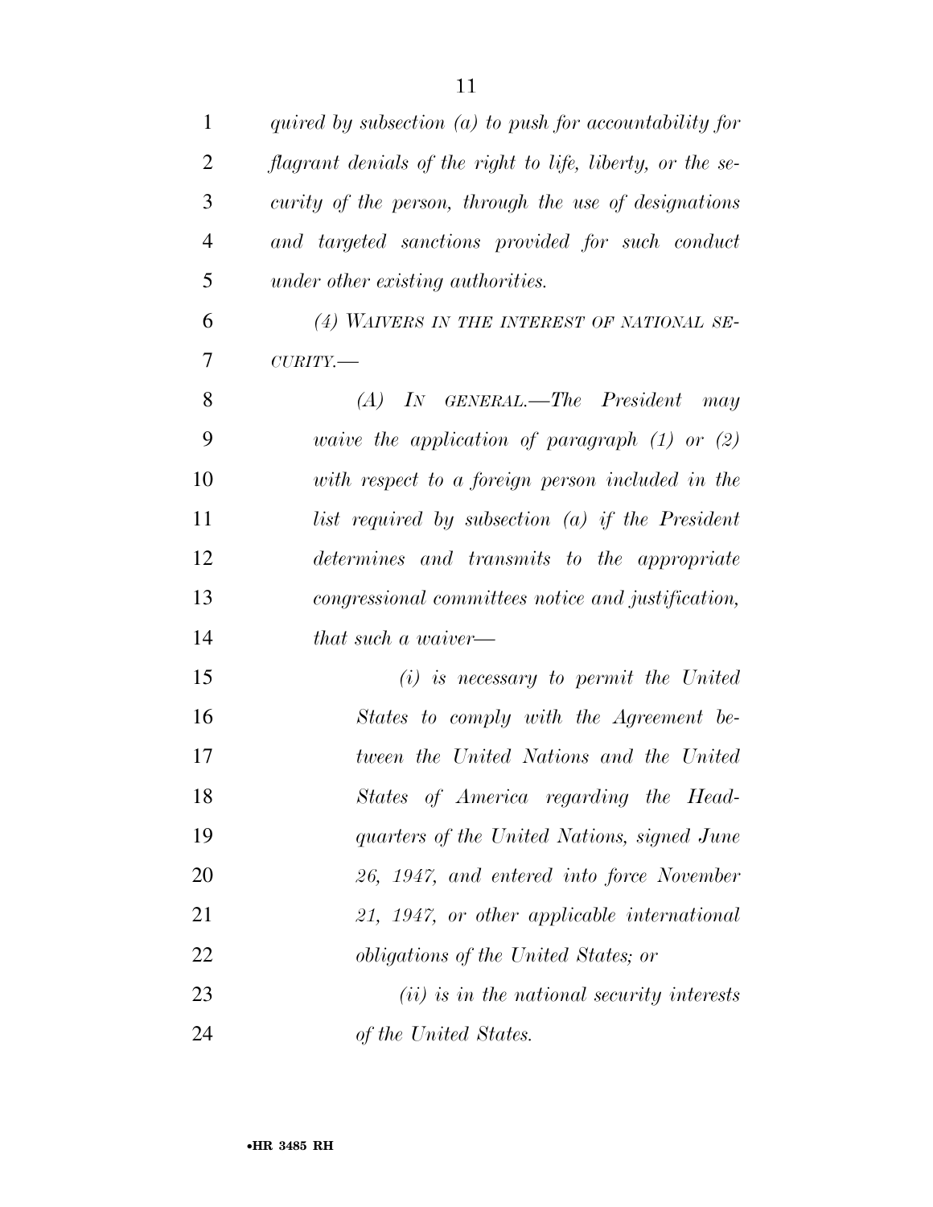*quired by subsection (a) to push for accountability for flagrant denials of the right to life, liberty, or the security of the person, through the use of designations and targeted sanctions provided for such conduct under other existing authorities.*

*(4) WAIVERS IN THE INTEREST OF NATIONAL SECURITY.—*

*(A) IN GENERAL.—The President may waive the application of paragraph (1) or (2) with respect to a foreign person included in the list required by subsection (a) if the President determines and transmits to the appropriate congressional committees notice and justification, that such a waiver—*

*(i) is necessary to permit the United States to comply with the Agreement between the United Nations and the United States of America regarding the Headquarters of the United Nations, signed June 26, 1947, and entered into force November 21, 1947, or other applicable international obligations of the United States; or*

*(ii) is in the national security interests of the United States.*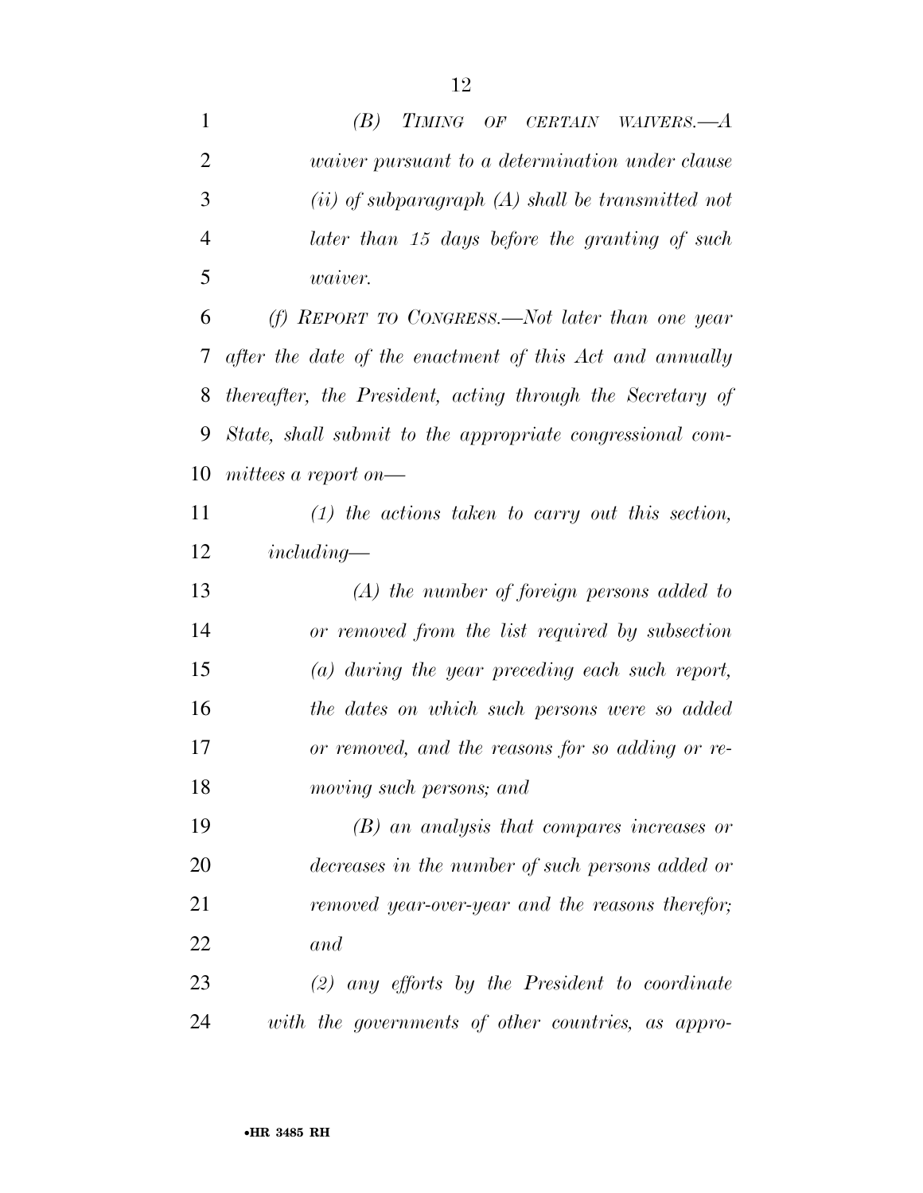*(B) TIMING OF CERTAIN WAIVERS.—A waiver pursuant to a determination under clause (ii) of subparagraph (A) shall be transmitted not later than 15 days before the granting of such waiver.*

*(f) REPORT TO CONGRESS.—Not later than one year after the date of the enactment of this Act and annually thereafter, the President, acting through the Secretary of State, shall submit to the appropriate congressional committees a report on—*

*(1) the actions taken to carry out this section, including—*

*(A) the number of foreign persons added to or removed from the list required by subsection (a) during the year preceding each such report, the dates on which such persons were so added or removed, and the reasons for so adding or removing such persons; and*

*(B) an analysis that compares increases or decreases in the number of such persons added or removed year-over-year and the reasons therefor; and*

*(2) any efforts by the President to coordinate with the governments of other countries, as appro-*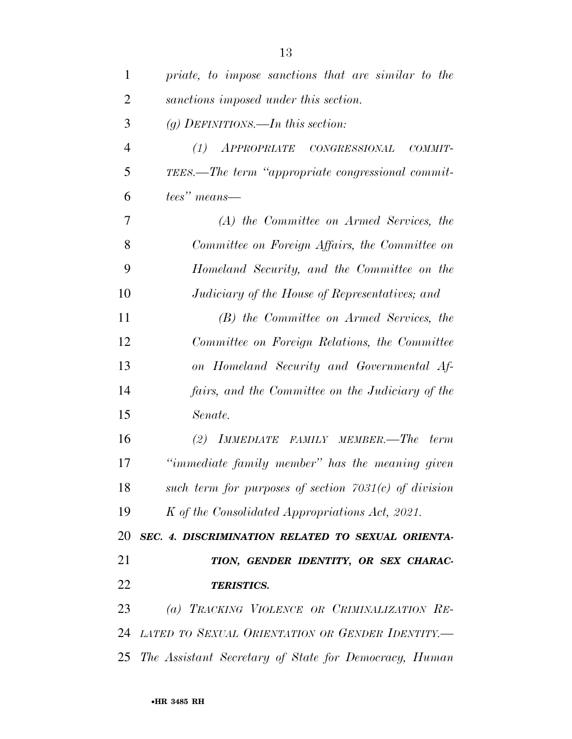*priate, to impose sanctions that are similar to the sanctions imposed under this section.*

*(g) DEFINITIONS.—In this section:*

*(1) APPROPRIATE CONGRESSIONAL COMMITTEES.—The term "appropriate congressional committees" means—*

*(A) the Committee on Armed Services, the Committee on Foreign Affairs, the Committee on Homeland Security, and the Committee on the Judiciary of the House of Representatives; and*

*(B) the Committee on Armed Services, the Committee on Foreign Relations, the Committee on Homeland Security and Governmental Affairs, and the Committee on the Judiciary of the Senate.*

*(2) IMMEDIATE FAMILY MEMBER.—The term "immediate family member" has the meaning given such term for purposes of section 7031(c) of division K of the Consolidated Appropriations Act, 2021.*

***SEC. 4. DISCRIMINATION RELATED TO SEXUAL ORIENTATION, GENDER IDENTITY, OR SEX CHARACTERISTICS.***

*(a) TRACKING VIOLENCE OR CRIMINALIZATION RELATED TO SEXUAL ORIENTATION OR GENDER IDENTITY.—The Assistant Secretary of State for Democracy, Human*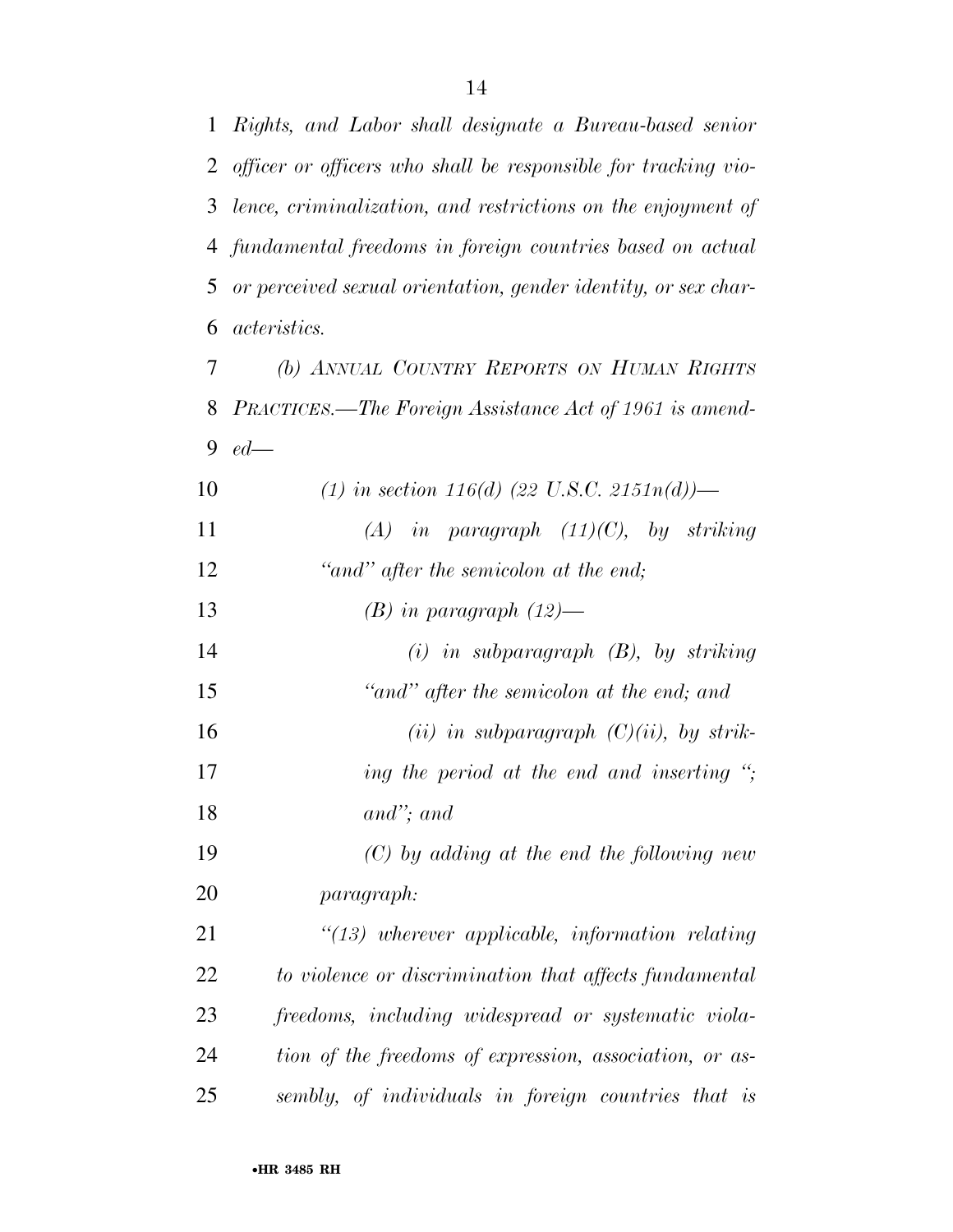*Rights, and Labor shall designate a Bureau-based senior officer or officers who shall be responsible for tracking violence, criminalization, and restrictions on the enjoyment of fundamental freedoms in foreign countries based on actual or perceived sexual orientation, gender identity, or sex characteristics.*

*(b) ANNUAL COUNTRY REPORTS ON HUMAN RIGHTS PRACTICES.—The Foreign Assistance Act of 1961 is amended—*

*(1) in section 116(d) (22 U.S.C. 2151n(d))—*

*(A) in paragraph (11)(C), by striking "and" after the semicolon at the end;*

*(B) in paragraph (12)—*

*(i) in subparagraph (B), by striking "and" after the semicolon at the end; and*

*(ii) in subparagraph (C)(ii), by striking the period at the end and inserting "; and"; and*

*(C) by adding at the end the following new paragraph:*

*"(13) wherever applicable, information relating to violence or discrimination that affects fundamental freedoms, including widespread or systematic violation of the freedoms of expression, association, or assembly, of individuals in foreign countries that is*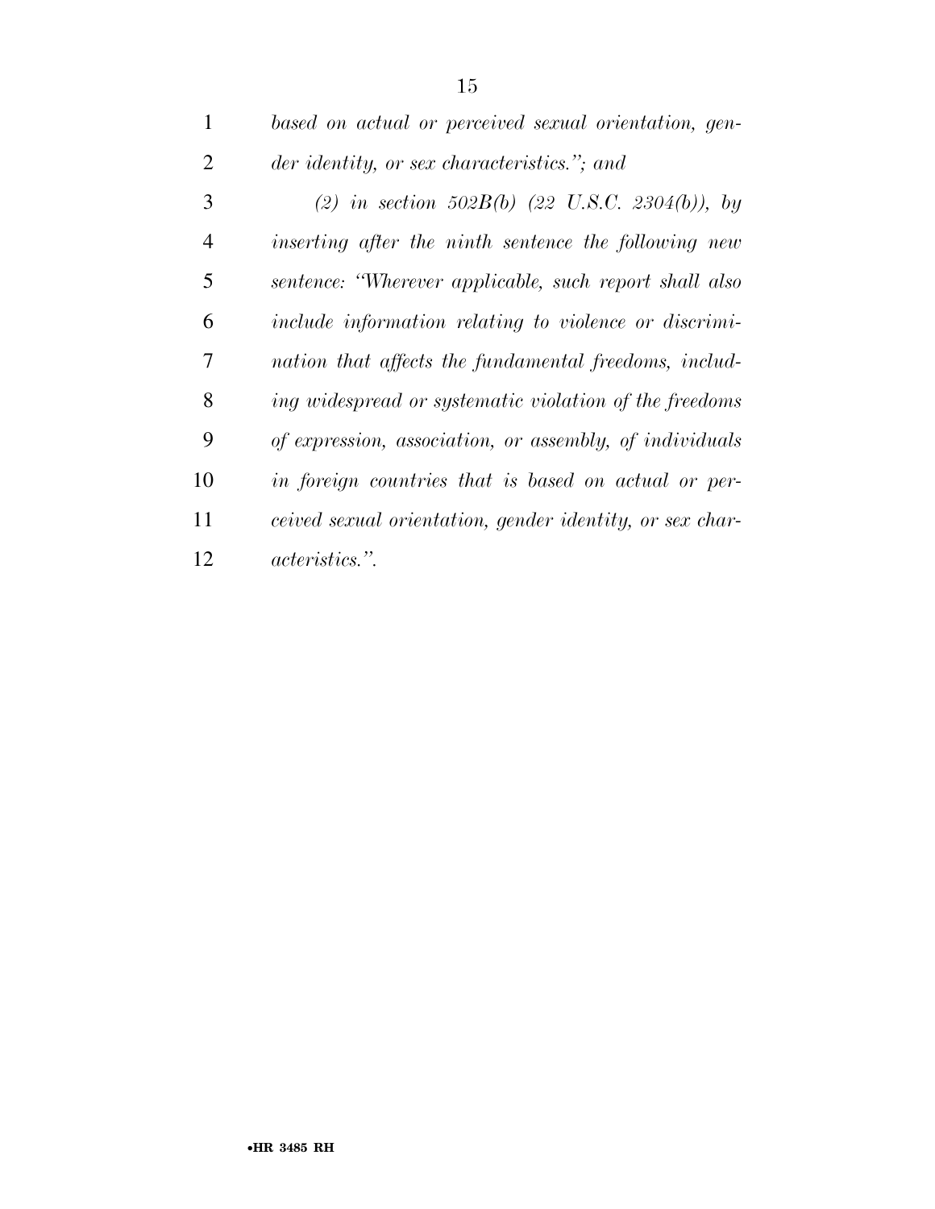*based on actual or perceived sexual orientation, gender identity, or sex characteristics."; and*

*(2) in section 502B(b) (22 U.S.C. 2304(b)), by inserting after the ninth sentence the following new sentence: "Wherever applicable, such report shall also include information relating to violence or discrimination that affects the fundamental freedoms, including widespread or systematic violation of the freedoms of expression, association, or assembly, of individuals in foreign countries that is based on actual or perceived sexual orientation, gender identity, or sex characteristics.".*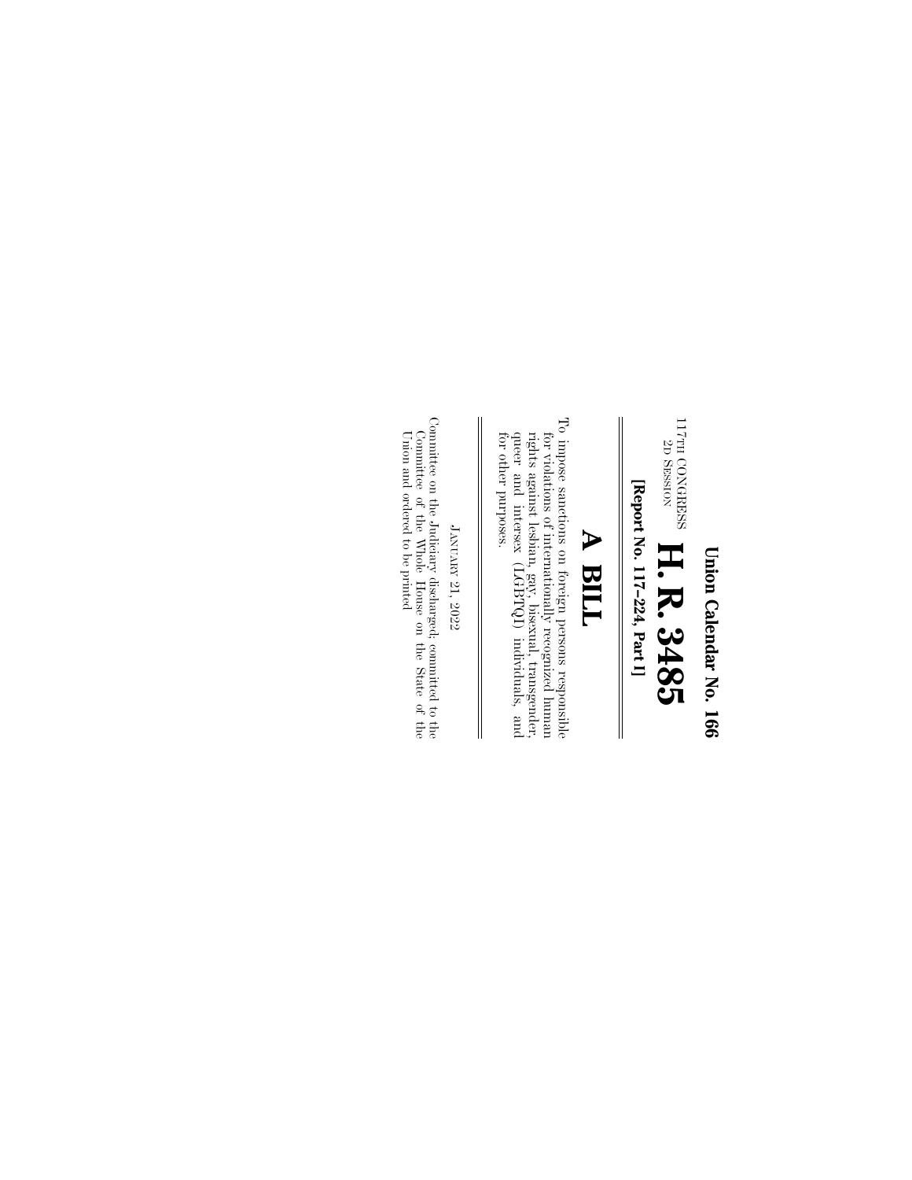**Union Calendar No. 166**

117TH CONGRESS
2D SESSION

# H. R. 3485

**[Report No. 117–224, Part I]**

# A BILL

To impose sanctions on foreign persons responsible for violations of internationally recognized human rights against lesbian, gay, bisexual, transgender, queer and intersex (LGBTQI) individuals, and for other purposes.

---

JANUARY 21, 2022

Committee on the Judiciary discharged, committed to the Committee of the Whole House on the State of the Union and ordered to be printed